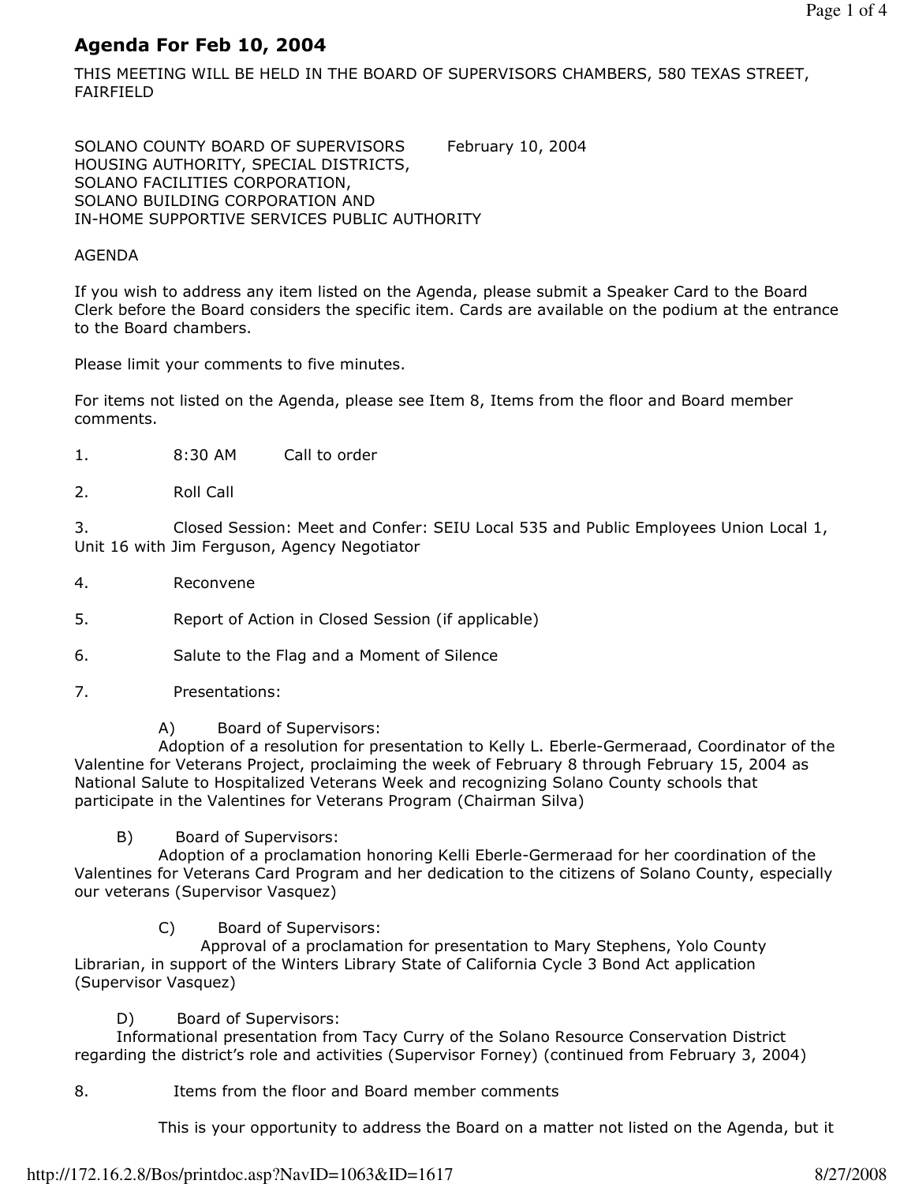# Agenda For Feb 10, 2004

THIS MEETING WILL BE HELD IN THE BOARD OF SUPERVISORS CHAMBERS, 580 TEXAS STREET, FAIRFIELD

SOLANO COUNTY BOARD OF SUPERVISORS February 10, 2004
HOUSING AUTHORITY, SPECIAL DISTRICTS,
SOLANO FACILITIES CORPORATION,
SOLANO BUILDING CORPORATION AND
IN-HOME SUPPORTIVE SERVICES PUBLIC AUTHORITY

AGENDA

If you wish to address any item listed on the Agenda, please submit a Speaker Card to the Board Clerk before the Board considers the specific item. Cards are available on the podium at the entrance to the Board chambers.

Please limit your comments to five minutes.

For items not listed on the Agenda, please see Item 8, Items from the floor and Board member comments.

1. 8:30 AM Call to order

2. Roll Call

3. Closed Session: Meet and Confer: SEIU Local 535 and Public Employees Union Local 1, Unit 16 with Jim Ferguson, Agency Negotiator

4. Reconvene

5. Report of Action in Closed Session (if applicable)

6. Salute to the Flag and a Moment of Silence

7. Presentations:

   A) Board of Supervisors:
   Adoption of a resolution for presentation to Kelly L. Eberle-Germeraad, Coordinator of the Valentine for Veterans Project, proclaiming the week of February 8 through February 15, 2004 as National Salute to Hospitalized Veterans Week and recognizing Solano County schools that participate in the Valentines for Veterans Program (Chairman Silva)

   B) Board of Supervisors:
   Adoption of a proclamation honoring Kelli Eberle-Germeraad for her coordination of the Valentines for Veterans Card Program and her dedication to the citizens of Solano County, especially our veterans (Supervisor Vasquez)

   C) Board of Supervisors:
   Approval of a proclamation for presentation to Mary Stephens, Yolo County Librarian, in support of the Winters Library State of California Cycle 3 Bond Act application (Supervisor Vasquez)

   D) Board of Supervisors:
   Informational presentation from Tacy Curry of the Solano Resource Conservation District regarding the district's role and activities (Supervisor Forney) (continued from February 3, 2004)

8. Items from the floor and Board member comments

   This is your opportunity to address the Board on a matter not listed on the Agenda, but it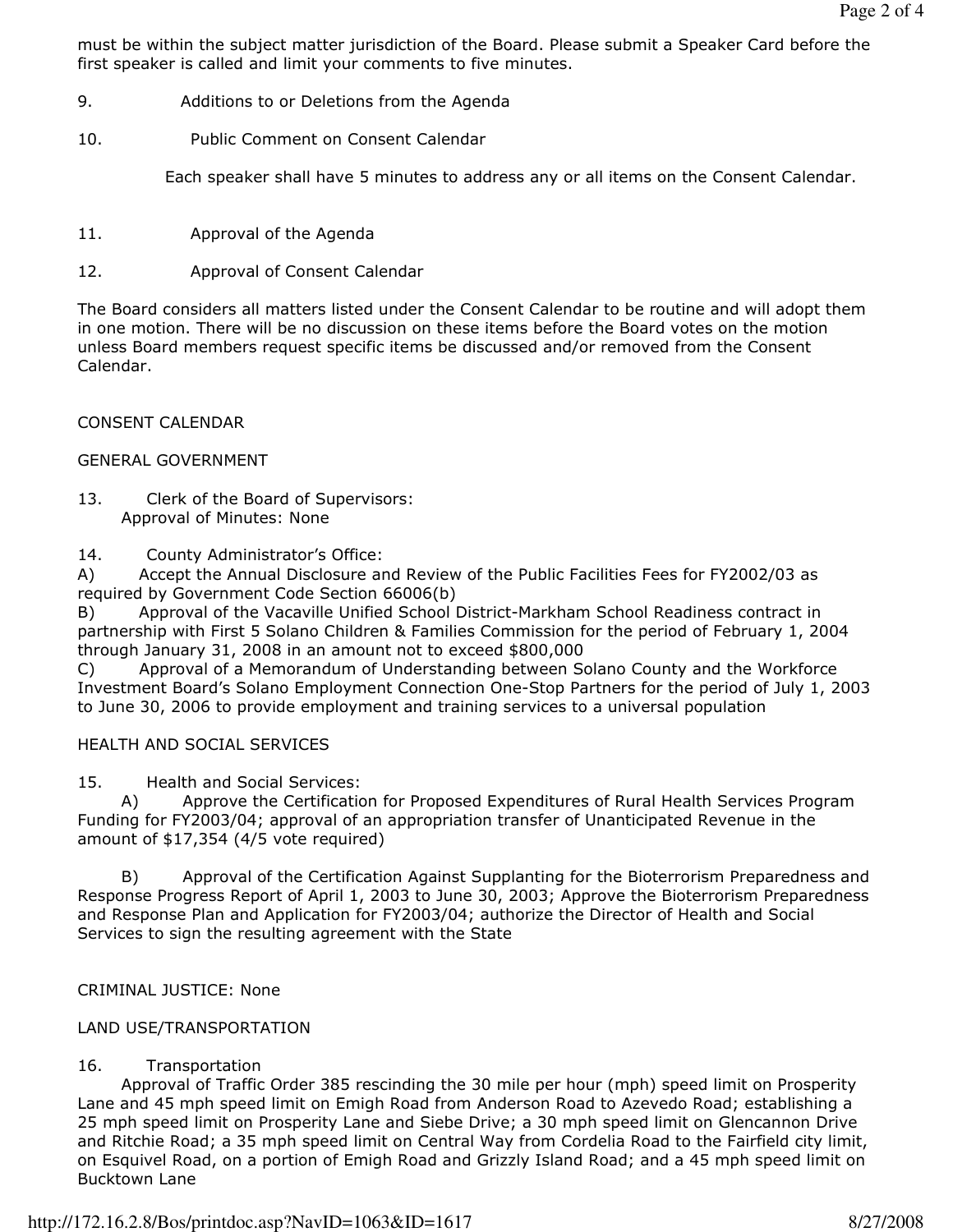must be within the subject matter jurisdiction of the Board. Please submit a Speaker Card before the first speaker is called and limit your comments to five minutes.

9. Additions to or Deletions from the Agenda

10. Public Comment on Consent Calendar

Each speaker shall have 5 minutes to address any or all items on the Consent Calendar.

11. Approval of the Agenda

12. Approval of Consent Calendar

The Board considers all matters listed under the Consent Calendar to be routine and will adopt them in one motion. There will be no discussion on these items before the Board votes on the motion unless Board members request specific items be discussed and/or removed from the Consent Calendar.

CONSENT CALENDAR

GENERAL GOVERNMENT

13. Clerk of the Board of Supervisors:
Approval of Minutes: None

14. County Administrator's Office:
A) Accept the Annual Disclosure and Review of the Public Facilities Fees for FY2002/03 as required by Government Code Section 66006(b)
B) Approval of the Vacaville Unified School District-Markham School Readiness contract in partnership with First 5 Solano Children & Families Commission for the period of February 1, 2004 through January 31, 2008 in an amount not to exceed $800,000
C) Approval of a Memorandum of Understanding between Solano County and the Workforce Investment Board's Solano Employment Connection One-Stop Partners for the period of July 1, 2003 to June 30, 2006 to provide employment and training services to a universal population

HEALTH AND SOCIAL SERVICES

15. Health and Social Services:
A) Approve the Certification for Proposed Expenditures of Rural Health Services Program Funding for FY2003/04; approval of an appropriation transfer of Unanticipated Revenue in the amount of $17,354 (4/5 vote required)

B) Approval of the Certification Against Supplanting for the Bioterrorism Preparedness and Response Progress Report of April 1, 2003 to June 30, 2003; Approve the Bioterrorism Preparedness and Response Plan and Application for FY2003/04; authorize the Director of Health and Social Services to sign the resulting agreement with the State

CRIMINAL JUSTICE: None

LAND USE/TRANSPORTATION

16. Transportation
Approval of Traffic Order 385 rescinding the 30 mile per hour (mph) speed limit on Prosperity Lane and 45 mph speed limit on Emigh Road from Anderson Road to Azevedo Road; establishing a 25 mph speed limit on Prosperity Lane and Siebe Drive; a 30 mph speed limit on Glencannon Drive and Ritchie Road; a 35 mph speed limit on Central Way from Cordelia Road to the Fairfield city limit, on Esquivel Road, on a portion of Emigh Road and Grizzly Island Road; and a 45 mph speed limit on Bucktown Lane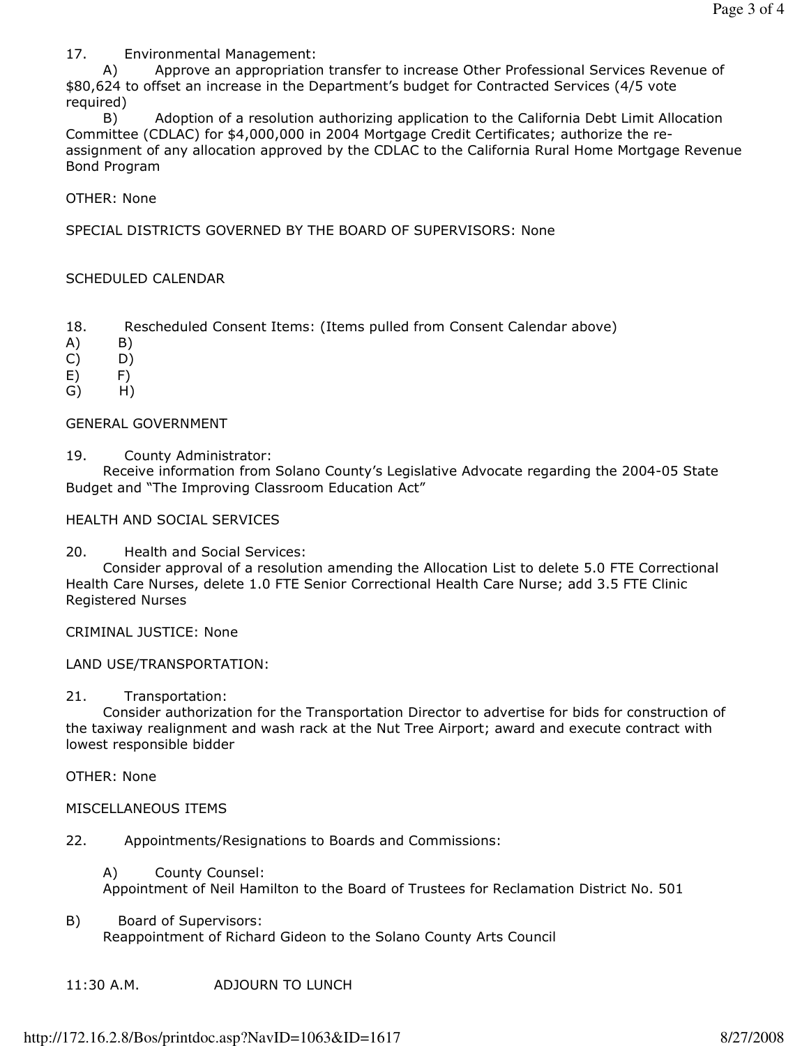17. Environmental Management:

A) Approve an appropriation transfer to increase Other Professional Services Revenue of $80,624 to offset an increase in the Department's budget for Contracted Services (4/5 vote required)

B) Adoption of a resolution authorizing application to the California Debt Limit Allocation Committee (CDLAC) for $4,000,000 in 2004 Mortgage Credit Certificates; authorize the re-assignment of any allocation approved by the CDLAC to the California Rural Home Mortgage Revenue Bond Program

OTHER: None

SPECIAL DISTRICTS GOVERNED BY THE BOARD OF SUPERVISORS: None

SCHEDULED CALENDAR

18. Rescheduled Consent Items: (Items pulled from Consent Calendar above)

A) B)
C) D)
E) F)
G) H)

GENERAL GOVERNMENT

19. County Administrator:

Receive information from Solano County's Legislative Advocate regarding the 2004-05 State Budget and "The Improving Classroom Education Act"

HEALTH AND SOCIAL SERVICES

20. Health and Social Services:

Consider approval of a resolution amending the Allocation List to delete 5.0 FTE Correctional Health Care Nurses, delete 1.0 FTE Senior Correctional Health Care Nurse; add 3.5 FTE Clinic Registered Nurses

CRIMINAL JUSTICE: None

LAND USE/TRANSPORTATION:

21. Transportation:

Consider authorization for the Transportation Director to advertise for bids for construction of the taxiway realignment and wash rack at the Nut Tree Airport; award and execute contract with lowest responsible bidder

OTHER: None

MISCELLANEOUS ITEMS

22. Appointments/Resignations to Boards and Commissions:

A) County Counsel:
Appointment of Neil Hamilton to the Board of Trustees for Reclamation District No. 501

B) Board of Supervisors:
Reappointment of Richard Gideon to the Solano County Arts Council

11:30 A.M. ADJOURN TO LUNCH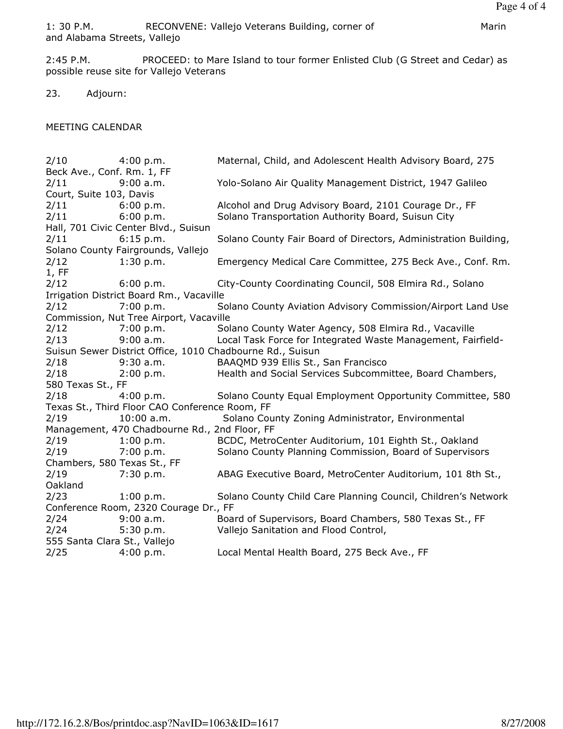1:30 P.M. RECONVENE: Vallejo Veterans Building, corner of Marin and Alabama Streets, Vallejo

2:45 P.M. PROCEED: to Mare Island to tour former Enlisted Club (G Street and Cedar) as possible reuse site for Vallejo Veterans

23. Adjourn:

MEETING CALENDAR

| | | |
|---|---|---|
| 2/10 | 4:00 p.m. | Maternal, Child, and Adolescent Health Advisory Board, 275 Beck Ave., Conf. Rm. 1, FF |
| 2/11 | 9:00 a.m. | Yolo-Solano Air Quality Management District, 1947 Galileo Court, Suite 103, Davis |
| 2/11 | 6:00 p.m. | Alcohol and Drug Advisory Board, 2101 Courage Dr., FF |
| 2/11 | 6:00 p.m. | Solano Transportation Authority Board, Suisun City Hall, 701 Civic Center Blvd., Suisun |
| 2/11 | 6:15 p.m. | Solano County Fair Board of Directors, Administration Building, Solano County Fairgrounds, Vallejo |
| 2/12 | 1:30 p.m. | Emergency Medical Care Committee, 275 Beck Ave., Conf. Rm. 1, FF |
| 2/12 | 6:00 p.m. | City-County Coordinating Council, 508 Elmira Rd., Solano Irrigation District Board Rm., Vacaville |
| 2/12 | 7:00 p.m. | Solano County Aviation Advisory Commission/Airport Land Use Commission, Nut Tree Airport, Vacaville |
| 2/12 | 7:00 p.m. | Solano County Water Agency, 508 Elmira Rd., Vacaville |
| 2/13 | 9:00 a.m. | Local Task Force for Integrated Waste Management, Fairfield-Suisun Sewer District Office, 1010 Chadbourne Rd., Suisun |
| 2/18 | 9:30 a.m. | BAAQMD 939 Ellis St., San Francisco |
| 2/18 | 2:00 p.m. | Health and Social Services Subcommittee, Board Chambers, 580 Texas St., FF |
| 2/18 | 4:00 p.m. | Solano County Equal Employment Opportunity Committee, 580 Texas St., Third Floor CAO Conference Room, FF |
| 2/19 | 10:00 a.m. | Solano County Zoning Administrator, Environmental Management, 470 Chadbourne Rd., 2nd Floor, FF |
| 2/19 | 1:00 p.m. | BCDC, MetroCenter Auditorium, 101 Eighth St., Oakland |
| 2/19 | 7:00 p.m. | Solano County Planning Commission, Board of Supervisors Chambers, 580 Texas St., FF |
| 2/19 | 7:30 p.m. | ABAG Executive Board, MetroCenter Auditorium, 101 8th St., Oakland |
| 2/23 | 1:00 p.m. | Solano County Child Care Planning Council, Children's Network Conference Room, 2320 Courage Dr., FF |
| 2/24 | 9:00 a.m. | Board of Supervisors, Board Chambers, 580 Texas St., FF |
| 2/24 | 5:30 p.m. | Vallejo Sanitation and Flood Control, 555 Santa Clara St., Vallejo |
| 2/25 | 4:00 p.m. | Local Mental Health Board, 275 Beck Ave., FF |